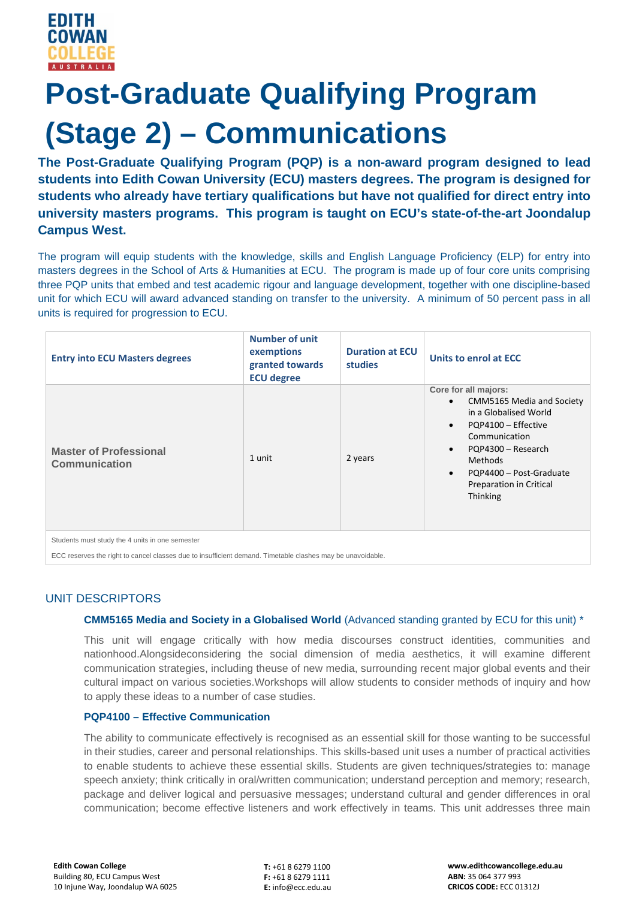# Post-Graduate Qualifying Program (Stage 2) – Communications

**The Post-Graduate Qualifying Program (PQP) is a non-award program designed to lead students into Edith Cowan University (ECU) masters degrees. The program is designed for students who already have tertiary qualifications but have not qualified for direct entry into university masters programs. This program is taught on ECU's state-of-the-art Joondalup Campus West.**

The program will equip students with the knowledge, skills and English Language Proficiency (ELP) for entry into masters degrees in the School of Arts & Humanities at ECU. The program is made up of four core units comprising three PQP units that embed and test academic rigour and language development, together with one discipline-based unit for which ECU will award advanced standing on transfer to the university. A minimum of 50 percent pass in all units is required for progression to ECU.

| Entry into ECU Masters degrees | Number of unit exemptions granted towards ECU degree | Duration at ECU studies | Units to enrol at ECC |
|---|---|---|---|
| Master of Professional Communication | 1 unit | 2 years | Core for all majors:<br>• CMM5165 Media and Society in a Globalised World<br>• PQP4100 – Effective Communication<br>• PQP4300 – Research Methods<br>• PQP4400 – Post-Graduate Preparation in Critical Thinking |
| Students must study the 4 units in one semester<br><br>ECC reserves the right to cancel classes due to insufficient demand. Timetable clashes may be unavoidable. | | | |

## UNIT DESCRIPTORS

### CMM5165 Media and Society in a Globalised World (Advanced standing granted by ECU for this unit) *

This unit will engage critically with how media discourses construct identities, communities and nationhood.Alongsideconsidering the social dimension of media aesthetics, it will examine different communication strategies, including theuse of new media, surrounding recent major global events and their cultural impact on various societies.Workshops will allow students to consider methods of inquiry and how to apply these ideas to a number of case studies.

### PQP4100 – Effective Communication

The ability to communicate effectively is recognised as an essential skill for those wanting to be successful in their studies, career and personal relationships. This skills-based unit uses a number of practical activities to enable students to achieve these essential skills. Students are given techniques/strategies to: manage speech anxiety; think critically in oral/written communication; understand perception and memory; research, package and deliver logical and persuasive messages; understand cultural and gender differences in oral communication; become effective listeners and work effectively in teams. This unit addresses three main

**Edith Cowan College**
Building 80, ECU Campus West
10 Injune Way, Joondalup WA 6025

**T:** +61 8 6279 1100
**F:** +61 8 6279 1111
**E:** info@ecc.edu.au

**www.edithcowancollege.edu.au**
**ABN:** 35 064 377 993
**CRICOS CODE:** ECC 01312J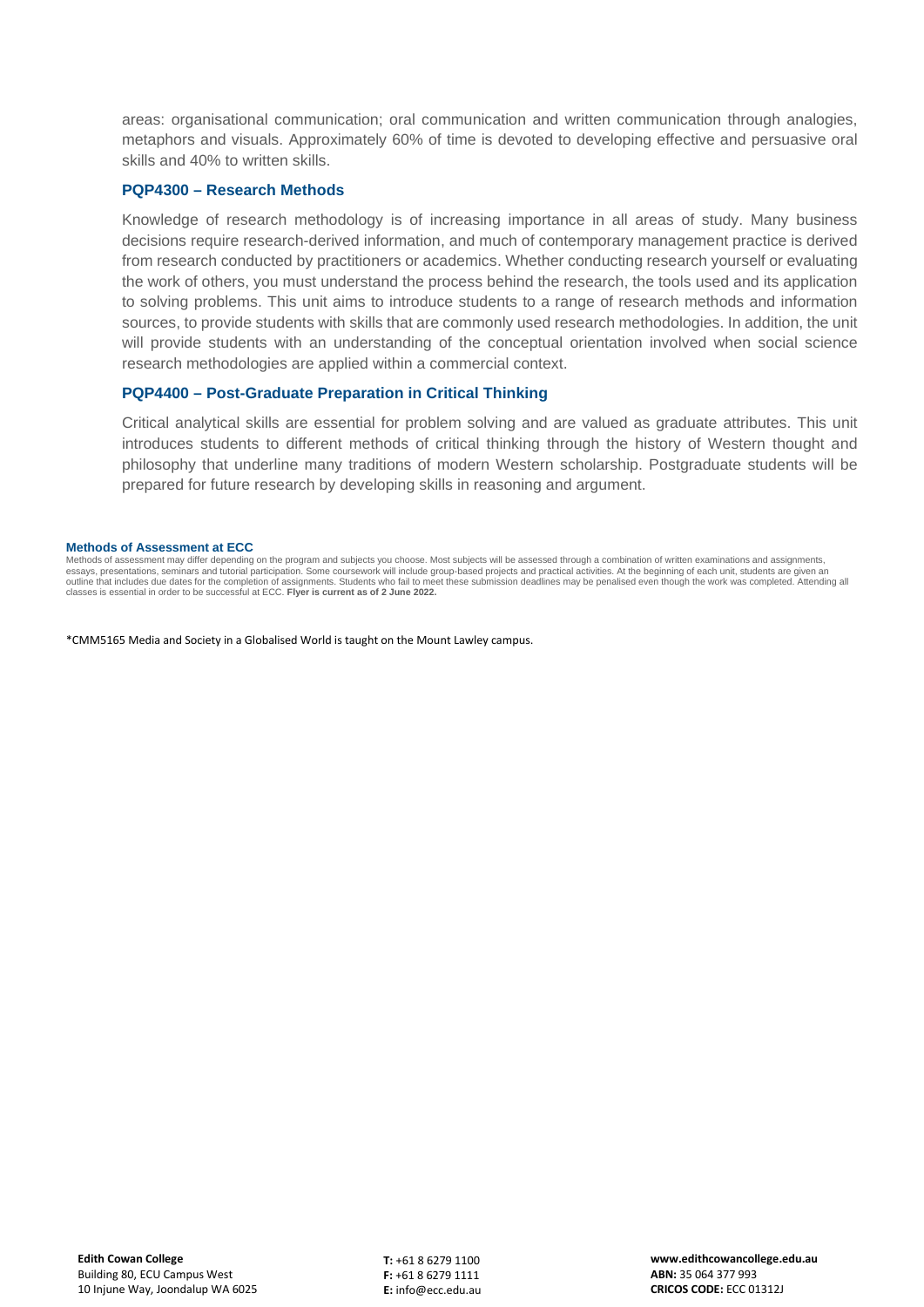areas: organisational communication; oral communication and written communication through analogies, metaphors and visuals. Approximately 60% of time is devoted to developing effective and persuasive oral skills and 40% to written skills.

### PQP4300 – Research Methods

Knowledge of research methodology is of increasing importance in all areas of study. Many business decisions require research-derived information, and much of contemporary management practice is derived from research conducted by practitioners or academics. Whether conducting research yourself or evaluating the work of others, you must understand the process behind the research, the tools used and its application to solving problems. This unit aims to introduce students to a range of research methods and information sources, to provide students with skills that are commonly used research methodologies. In addition, the unit will provide students with an understanding of the conceptual orientation involved when social science research methodologies are applied within a commercial context.

### PQP4400 – Post-Graduate Preparation in Critical Thinking

Critical analytical skills are essential for problem solving and are valued as graduate attributes. This unit introduces students to different methods of critical thinking through the history of Western thought and philosophy that underline many traditions of modern Western scholarship. Postgraduate students will be prepared for future research by developing skills in reasoning and argument.

**Methods of Assessment at ECC**

Methods of assessment may differ depending on the program and subjects you choose. Most subjects will be assessed through a combination of written examinations and assignments, essays, presentations, seminars and tutorial participation. Some coursework will include group-based projects and practical activities. At the beginning of each unit, students are given an outline that includes due dates for the completion of assignments. Students who fail to meet these submission deadlines may be penalised even though the work was completed. Attending all classes is essential in order to be successful at ECC. **Flyer is current as of 2 June 2022.**

*CMM5165 Media and Society in a Globalised World is taught on the Mount Lawley campus.

**Edith Cowan College**
Building 80, ECU Campus West
10 Injune Way, Joondalup WA 6025

**T:** +61 8 6279 1100
**F:** +61 8 6279 1111
**E:** info@ecc.edu.au

**www.edithcowancollege.edu.au**
**ABN:** 35 064 377 993
**CRICOS CODE:** ECC 01312J